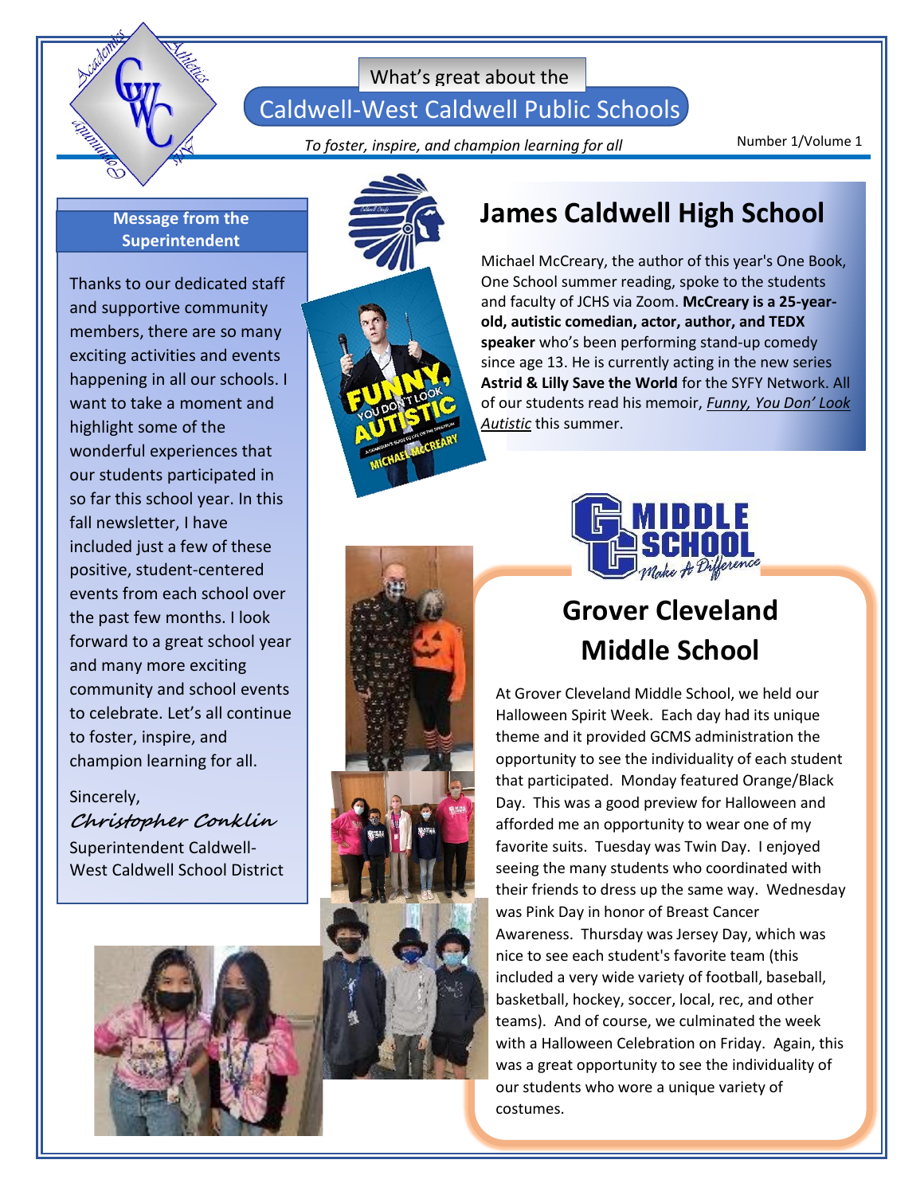What's great about the

# Caldwell-West Caldwell Public Schools

*To foster, inspire, and champion learning for all*

Number 1/Volume 1

## Message from the Superintendent

Thanks to our dedicated staff and supportive community members, there are so many exciting activities and events happening in all our schools. I want to take a moment and highlight some of the wonderful experiences that our students participated in so far this school year. In this fall newsletter, I have included just a few of these positive, student-centered events from each school over the past few months. I look forward to a great school year and many more exciting community and school events to celebrate. Let's all continue to foster, inspire, and champion learning for all.

Sincerely,

*Christopher Conklin*

Superintendent Caldwell-West Caldwell School District

## James Caldwell High School

Michael McCreary, the author of this year's One Book, One School summer reading, spoke to the students and faculty of JCHS via Zoom. **McCreary is a 25-year-old, autistic comedian, actor, author, and TEDX speaker** who's been performing stand-up comedy since age 13. He is currently acting in the new series **Astrid & Lilly Save the World** for the SYFY Network. All of our students read his memoir, *Funny, You Don' Look Autistic* this summer.

## Grover Cleveland Middle School

At Grover Cleveland Middle School, we held our Halloween Spirit Week. Each day had its unique theme and it provided GCMS administration the opportunity to see the individuality of each student that participated. Monday featured Orange/Black Day. This was a good preview for Halloween and afforded me an opportunity to wear one of my favorite suits. Tuesday was Twin Day. I enjoyed seeing the many students who coordinated with their friends to dress up the same way. Wednesday was Pink Day in honor of Breast Cancer Awareness. Thursday was Jersey Day, which was nice to see each student's favorite team (this included a very wide variety of football, baseball, basketball, hockey, soccer, local, rec, and other teams). And of course, we culminated the week with a Halloween Celebration on Friday. Again, this was a great opportunity to see the individuality of our students who wore a unique variety of costumes.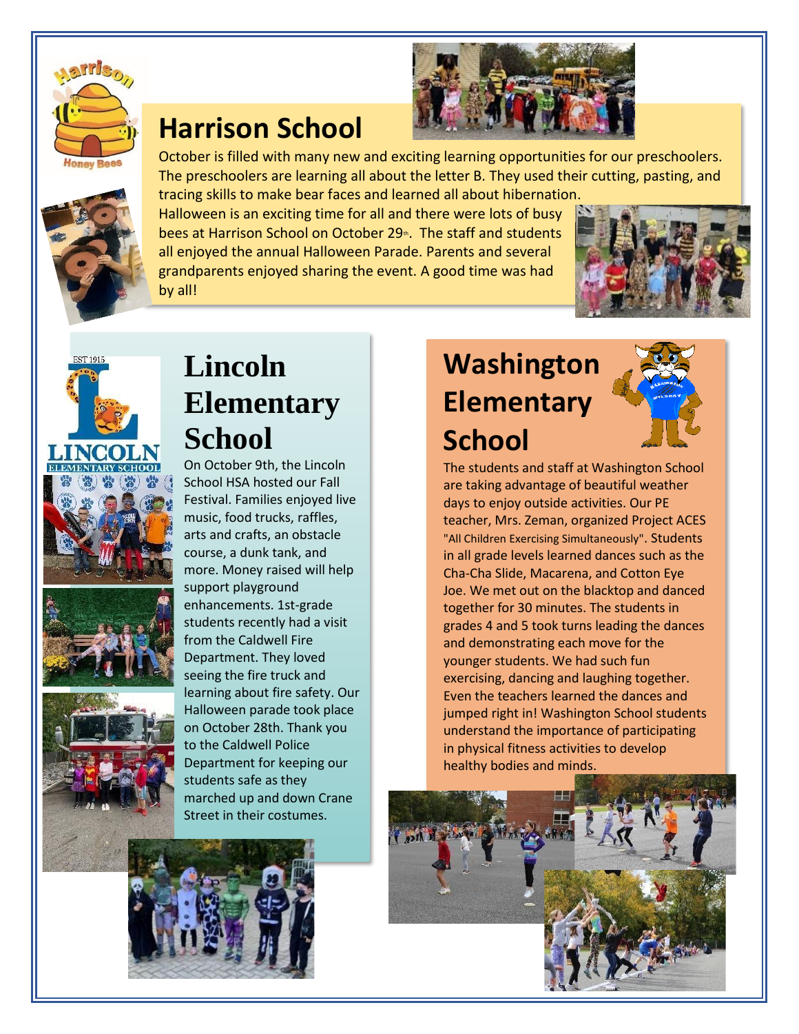# Harrison School

October is filled with many new and exciting learning opportunities for our preschoolers. The preschoolers are learning all about the letter B. They used their cutting, pasting, and tracing skills to make bear faces and learned all about hibernation.

Halloween is an exciting time for all and there were lots of busy bees at Harrison School on October 29th. The staff and students all enjoyed the annual Halloween Parade. Parents and several grandparents enjoyed sharing the event. A good time was had by all!

# Lincoln Elementary School

On October 9th, the Lincoln School HSA hosted our Fall Festival. Families enjoyed live music, food trucks, raffles, arts and crafts, an obstacle course, a dunk tank, and more. Money raised will help support playground enhancements. 1st-grade students recently had a visit from the Caldwell Fire Department. They loved seeing the fire truck and learning about fire safety. Our Halloween parade took place on October 28th. Thank you to the Caldwell Police Department for keeping our students safe as they marched up and down Crane Street in their costumes.

# Washington Elementary School

The students and staff at Washington School are taking advantage of beautiful weather days to enjoy outside activities. Our PE teacher, Mrs. Zeman, organized Project ACES "All Children Exercising Simultaneously". Students in all grade levels learned dances such as the Cha-Cha Slide, Macarena, and Cotton Eye Joe. We met out on the blacktop and danced together for 30 minutes. The students in grades 4 and 5 took turns leading the dances and demonstrating each move for the younger students. We had such fun exercising, dancing and laughing together. Even the teachers learned the dances and jumped right in! Washington School students understand the importance of participating in physical fitness activities to develop healthy bodies and minds.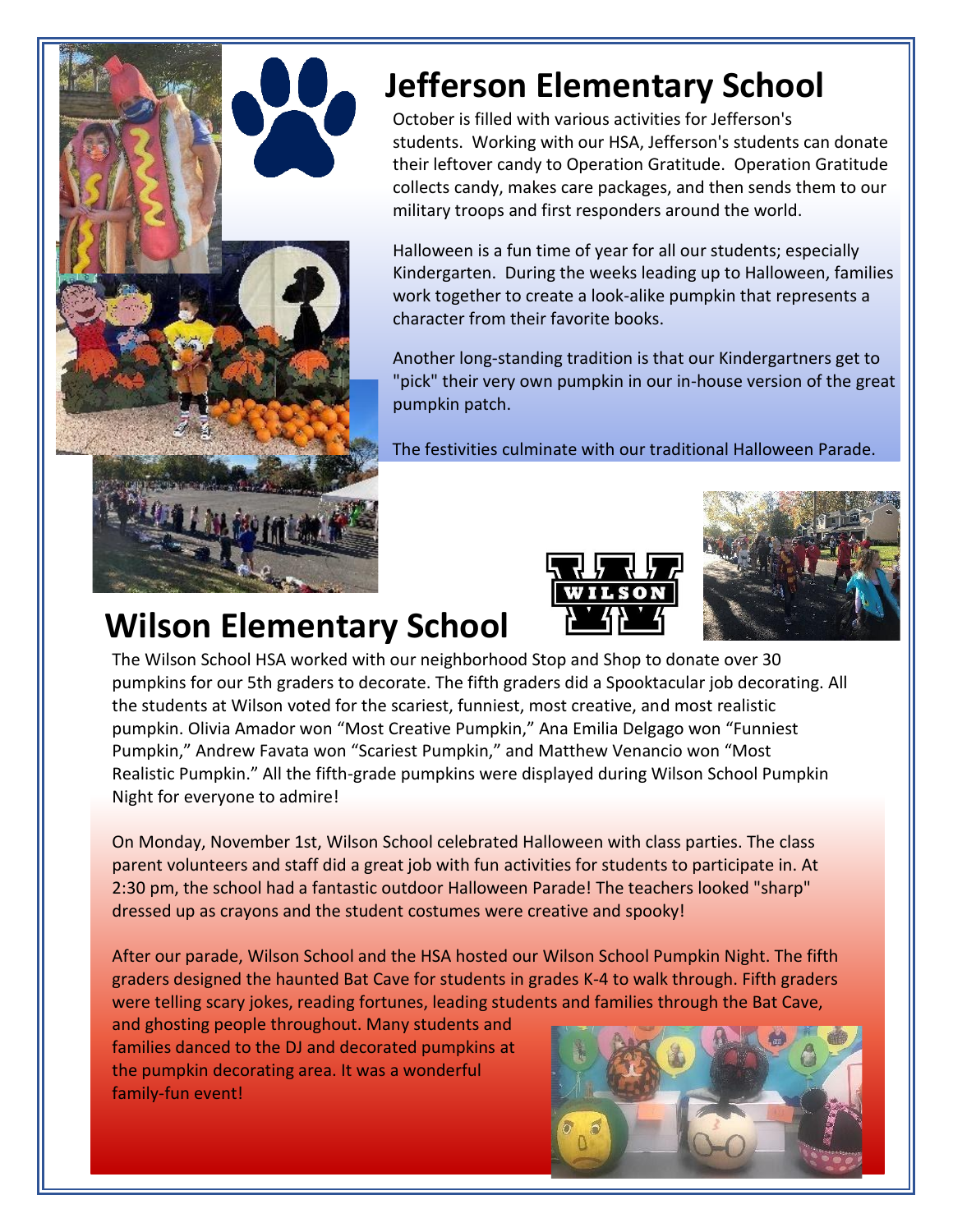# Jefferson Elementary School

October is filled with various activities for Jefferson's students. Working with our HSA, Jefferson's students can donate their leftover candy to Operation Gratitude. Operation Gratitude collects candy, makes care packages, and then sends them to our military troops and first responders around the world.

Halloween is a fun time of year for all our students; especially Kindergarten. During the weeks leading up to Halloween, families work together to create a look-alike pumpkin that represents a character from their favorite books.

Another long-standing tradition is that our Kindergartners get to "pick" their very own pumpkin in our in-house version of the great pumpkin patch.

The festivities culminate with our traditional Halloween Parade.

# Wilson Elementary School

The Wilson School HSA worked with our neighborhood Stop and Shop to donate over 30 pumpkins for our 5th graders to decorate. The fifth graders did a Spooktacular job decorating. All the students at Wilson voted for the scariest, funniest, most creative, and most realistic pumpkin. Olivia Amador won "Most Creative Pumpkin," Ana Emilia Delgago won "Funniest Pumpkin," Andrew Favata won "Scariest Pumpkin," and Matthew Venancio won "Most Realistic Pumpkin." All the fifth-grade pumpkins were displayed during Wilson School Pumpkin Night for everyone to admire!

On Monday, November 1st, Wilson School celebrated Halloween with class parties. The class parent volunteers and staff did a great job with fun activities for students to participate in. At 2:30 pm, the school had a fantastic outdoor Halloween Parade! The teachers looked "sharp" dressed up as crayons and the student costumes were creative and spooky!

After our parade, Wilson School and the HSA hosted our Wilson School Pumpkin Night. The fifth graders designed the haunted Bat Cave for students in grades K-4 to walk through. Fifth graders were telling scary jokes, reading fortunes, leading students and families through the Bat Cave, and ghosting people throughout. Many students and families danced to the DJ and decorated pumpkins at the pumpkin decorating area. It was a wonderful family-fun event!